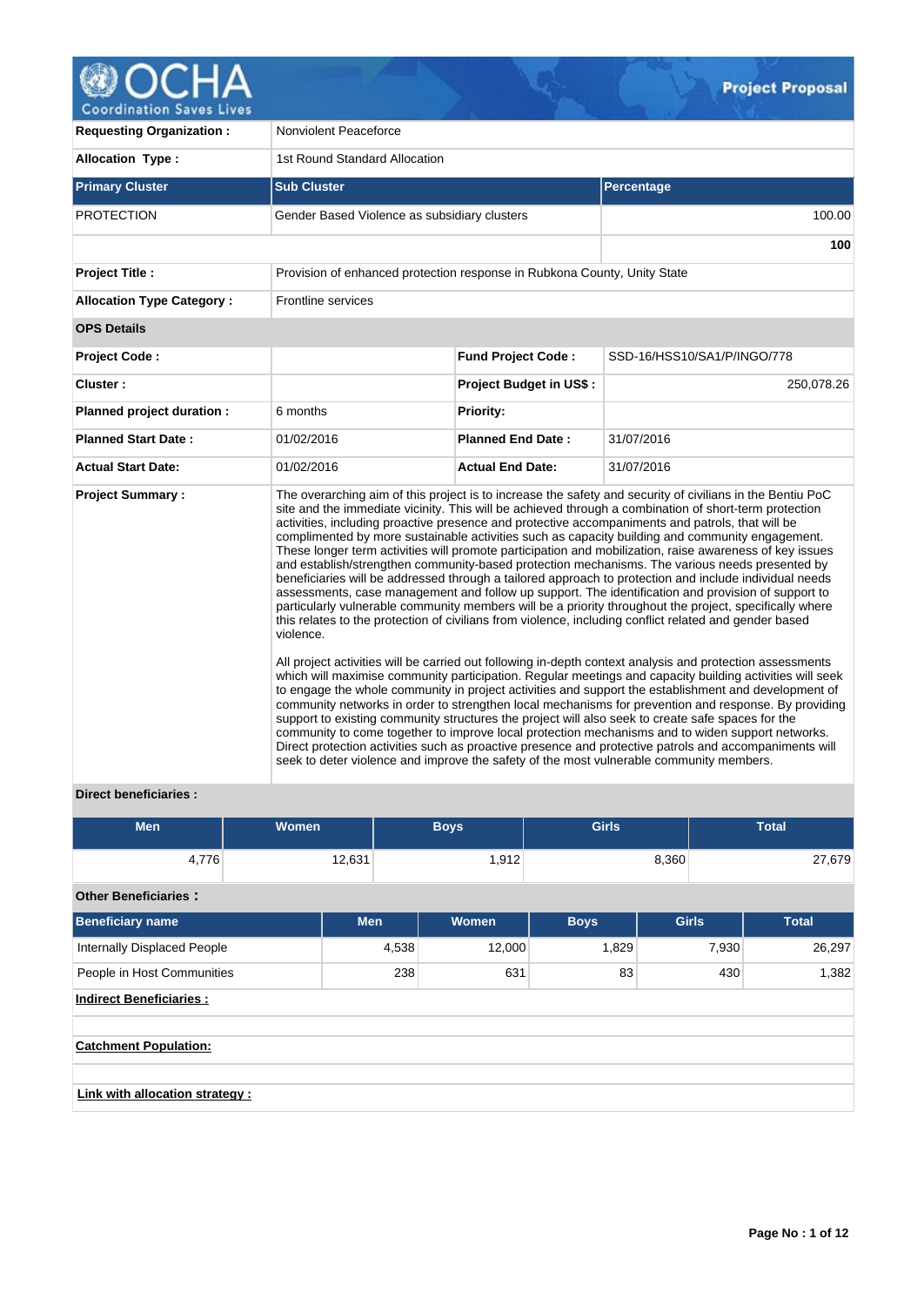# OCHA Project Proposal

| | | | |
|---|---|---|---|
| **Requesting Organization :** | Nonviolent Peaceforce | | |
| **Allocation Type :** | 1st Round Standard Allocation | | |

| Primary Cluster | Sub Cluster | Percentage |
|---|---|---|
| PROTECTION | Gender Based Violence as subsidiary clusters | 100.00 |
| | | **100** |

| | | | |
|---|---|---|---|
| **Project Title :** | Provision of enhanced protection response in Rubkona County, Unity State | | |
| **Allocation Type Category :** | Frontline services | | |
| **OPS Details** | | | |
| **Project Code :** | | **Fund Project Code :** | SSD-16/HSS10/SA1/P/INGO/778 |
| **Cluster :** | | **Project Budget in US$ :** | 250,078.26 |
| **Planned project duration :** | 6 months | **Priority:** | |
| **Planned Start Date :** | 01/02/2016 | **Planned End Date :** | 31/07/2016 |
| **Actual Start Date:** | 01/02/2016 | **Actual End Date:** | 31/07/2016 |

**Project Summary :**

The overarching aim of this project is to increase the safety and security of civilians in the Bentiu PoC site and the immediate vicinity. This will be achieved through a combination of short-term protection activities, including proactive presence and protective accompaniments and patrols, that will be complimented by more sustainable activities such as capacity building and community engagement. These longer term activities will promote participation and mobilization, raise awareness of key issues and establish/strengthen community-based protection mechanisms. The various needs presented by beneficiaries will be addressed through a tailored approach to protection and include individual needs assessments, case management and follow up support. The identification and provision of support to particularly vulnerable community members will be a priority throughout the project, specifically where this relates to the protection of civilians from violence, including conflict related and gender based violence.

All project activities will be carried out following in-depth context analysis and protection assessments which will maximise community participation. Regular meetings and capacity building activities will seek to engage the whole community in project activities and support the establishment and development of community networks in order to strengthen local mechanisms for prevention and response. By providing support to existing community structures the project will also seek to create safe spaces for the community to come together to improve local protection mechanisms and to widen support networks. Direct protection activities such as proactive presence and protective patrols and accompaniments will seek to deter violence and improve the safety of the most vulnerable community members.

**Direct beneficiaries :**

| Men | Women | Boys | Girls | Total |
|---|---|---|---|---|
| 4,776 | 12,631 | 1,912 | 8,360 | 27,679 |

**Other Beneficiaries :**

| Beneficiary name | Men | Women | Boys | Girls | Total |
|---|---|---|---|---|---|
| Internally Displaced People | 4,538 | 12,000 | 1,829 | 7,930 | 26,297 |
| People in Host Communities | 238 | 631 | 83 | 430 | 1,382 |

**Indirect Beneficiaries :**

**Catchment Population:**

**Link with allocation strategy :**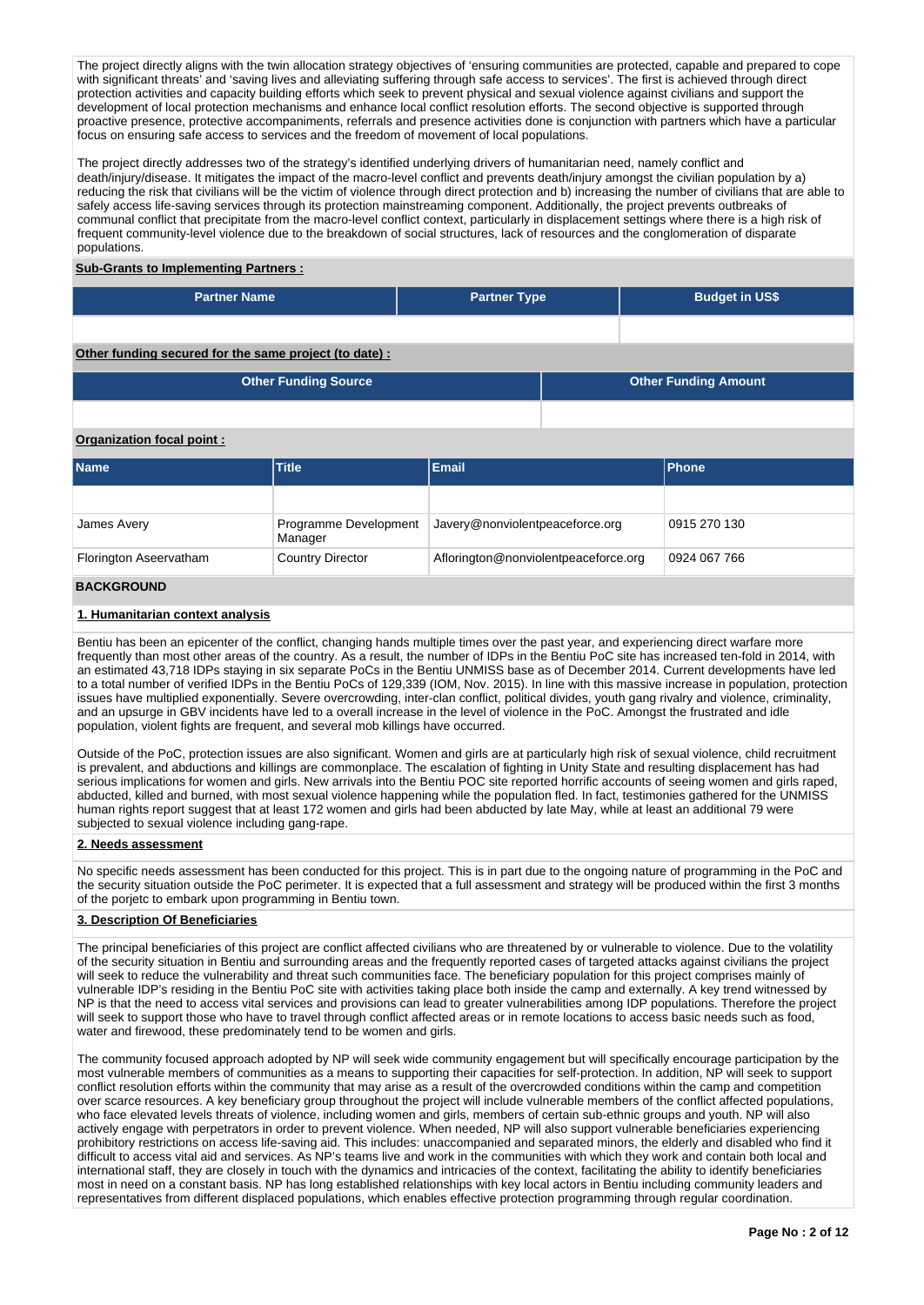The project directly aligns with the twin allocation strategy objectives of 'ensuring communities are protected, capable and prepared to cope with significant threats' and 'saving lives and alleviating suffering through safe access to services'. The first is achieved through direct protection activities and capacity building efforts which seek to prevent physical and sexual violence against civilians and support the development of local protection mechanisms and enhance local conflict resolution efforts. The second objective is supported through proactive presence, protective accompaniments, referrals and presence activities done is conjunction with partners which have a particular focus on ensuring safe access to services and the freedom of movement of local populations.

The project directly addresses two of the strategy's identified underlying drivers of humanitarian need, namely conflict and death/injury/disease. It mitigates the impact of the macro-level conflict and prevents death/injury amongst the civilian population by a) reducing the risk that civilians will be the victim of violence through direct protection and b) increasing the number of civilians that are able to safely access life-saving services through its protection mainstreaming component. Additionally, the project prevents outbreaks of communal conflict that precipitate from the macro-level conflict context, particularly in displacement settings where there is a high risk of frequent community-level violence due to the breakdown of social structures, lack of resources and the conglomeration of disparate populations.

**Sub-Grants to Implementing Partners :**

| Partner Name | Partner Type | Budget in US$ |
|---|---|---|
| | | |

**Other funding secured for the same project (to date) :**

| Other Funding Source | Other Funding Amount |
|---|---|
| | |

**Organization focal point :**

| Name | Title | Email | Phone |
|---|---|---|---|
| | | | |
| James Avery | Programme Development Manager | Javery@nonviolentpeaceforce.org | 0915 270 130 |
| Florington Aseervatham | Country Director | Aflorington@nonviolentpeaceforce.org | 0924 067 766 |

## BACKGROUND

### 1. Humanitarian context analysis

Bentiu has been an epicenter of the conflict, changing hands multiple times over the past year, and experiencing direct warfare more frequently than most other areas of the country. As a result, the number of IDPs in the Bentiu PoC site has increased ten-fold in 2014, with an estimated 43,718 IDPs staying in six separate PoCs in the Bentiu UNMISS base as of December 2014. Current developments have led to a total number of verified IDPs in the Bentiu PoCs of 129,339 (IOM, Nov. 2015). In line with this massive increase in population, protection issues have multiplied exponentially. Severe overcrowding, inter-clan conflict, political divides, youth gang rivalry and violence, criminality, and an upsurge in GBV incidents have led to a overall increase in the level of violence in the PoC. Amongst the frustrated and idle population, violent fights are frequent, and several mob killings have occurred.

Outside of the PoC, protection issues are also significant. Women and girls are at particularly high risk of sexual violence, child recruitment is prevalent, and abductions and killings are commonplace. The escalation of fighting in Unity State and resulting displacement has had serious implications for women and girls. New arrivals into the Bentiu POC site reported horrific accounts of seeing women and girls raped, abducted, killed and burned, with most sexual violence happening while the population fled. In fact, testimonies gathered for the UNMISS human rights report suggest that at least 172 women and girls had been abducted by late May, while at least an additional 79 were subjected to sexual violence including gang-rape.

### 2. Needs assessment

No specific needs assessment has been conducted for this project. This is in part due to the ongoing nature of programming in the PoC and the security situation outside the PoC perimeter. It is expected that a full assessment and strategy will be produced within the first 3 months of the porjetc to embark upon programming in Bentiu town.

### 3. Description Of Beneficiaries

The principal beneficiaries of this project are conflict affected civilians who are threatened by or vulnerable to violence. Due to the volatility of the security situation in Bentiu and surrounding areas and the frequently reported cases of targeted attacks against civilians the project will seek to reduce the vulnerability and threat such communities face. The beneficiary population for this project comprises mainly of vulnerable IDP's residing in the Bentiu PoC site with activities taking place both inside the camp and externally. A key trend witnessed by NP is that the need to access vital services and provisions can lead to greater vulnerabilities among IDP populations. Therefore the project will seek to support those who have to travel through conflict affected areas or in remote locations to access basic needs such as food, water and firewood, these predominately tend to be women and girls.

The community focused approach adopted by NP will seek wide community engagement but will specifically encourage participation by the most vulnerable members of communities as a means to supporting their capacities for self-protection. In addition, NP will seek to support conflict resolution efforts within the community that may arise as a result of the overcrowded conditions within the camp and competition over scarce resources. A key beneficiary group throughout the project will include vulnerable members of the conflict affected populations, who face elevated levels threats of violence, including women and girls, members of certain sub-ethnic groups and youth. NP will also actively engage with perpetrators in order to prevent violence. When needed, NP will also support vulnerable beneficiaries experiencing prohibitory restrictions on access life-saving aid. This includes: unaccompanied and separated minors, the elderly and disabled who find it difficult to access vital aid and services. As NP's teams live and work in the communities with which they work and contain both local and international staff, they are closely in touch with the dynamics and intricacies of the context, facilitating the ability to identify beneficiaries most in need on a constant basis. NP has long established relationships with key local actors in Bentiu including community leaders and representatives from different displaced populations, which enables effective protection programming through regular coordination.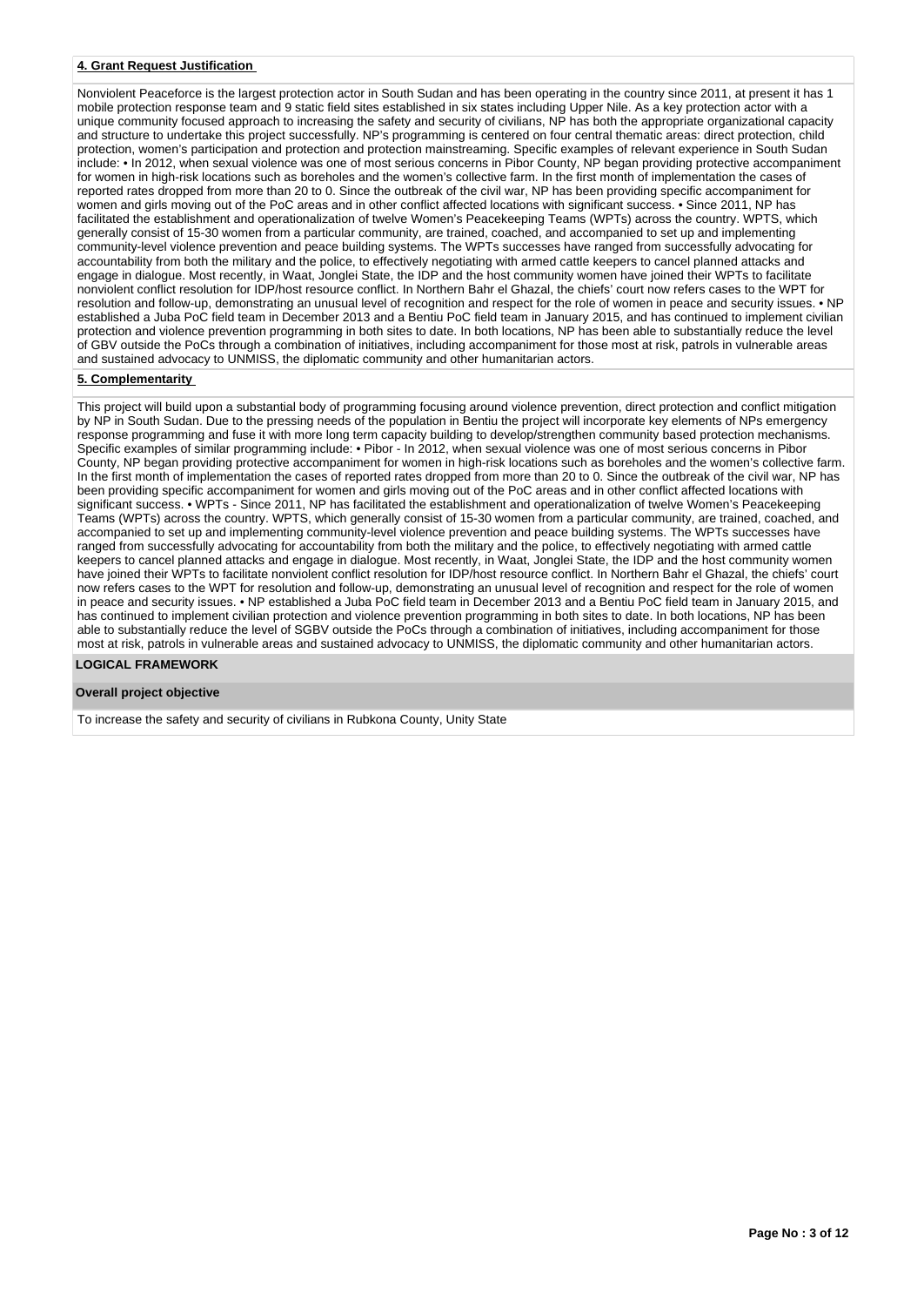## 4. Grant Request Justification

Nonviolent Peaceforce is the largest protection actor in South Sudan and has been operating in the country since 2011, at present it has 1 mobile protection response team and 9 static field sites established in six states including Upper Nile. As a key protection actor with a unique community focused approach to increasing the safety and security of civilians, NP has both the appropriate organizational capacity and structure to undertake this project successfully. NP's programming is centered on four central thematic areas: direct protection, child protection, women's participation and protection and protection mainstreaming. Specific examples of relevant experience in South Sudan include: • In 2012, when sexual violence was one of most serious concerns in Pibor County, NP began providing protective accompaniment for women in high-risk locations such as boreholes and the women's collective farm. In the first month of implementation the cases of reported rates dropped from more than 20 to 0. Since the outbreak of the civil war, NP has been providing specific accompaniment for women and girls moving out of the PoC areas and in other conflict affected locations with significant success. • Since 2011, NP has facilitated the establishment and operationalization of twelve Women's Peacekeeping Teams (WPTs) across the country. WPTS, which generally consist of 15-30 women from a particular community, are trained, coached, and accompanied to set up and implementing community-level violence prevention and peace building systems. The WPTs successes have ranged from successfully advocating for accountability from both the military and the police, to effectively negotiating with armed cattle keepers to cancel planned attacks and engage in dialogue. Most recently, in Waat, Jonglei State, the IDP and the host community women have joined their WPTs to facilitate nonviolent conflict resolution for IDP/host resource conflict. In Northern Bahr el Ghazal, the chiefs' court now refers cases to the WPT for resolution and follow-up, demonstrating an unusual level of recognition and respect for the role of women in peace and security issues. • NP established a Juba PoC field team in December 2013 and a Bentiu PoC field team in January 2015, and has continued to implement civilian protection and violence prevention programming in both sites to date. In both locations, NP has been able to substantially reduce the level of GBV outside the PoCs through a combination of initiatives, including accompaniment for those most at risk, patrols in vulnerable areas and sustained advocacy to UNMISS, the diplomatic community and other humanitarian actors.

## 5. Complementarity

This project will build upon a substantial body of programming focusing around violence prevention, direct protection and conflict mitigation by NP in South Sudan. Due to the pressing needs of the population in Bentiu the project will incorporate key elements of NPs emergency response programming and fuse it with more long term capacity building to develop/strengthen community based protection mechanisms. Specific examples of similar programming include: • Pibor - In 2012, when sexual violence was one of most serious concerns in Pibor County, NP began providing protective accompaniment for women in high-risk locations such as boreholes and the women's collective farm. In the first month of implementation the cases of reported rates dropped from more than 20 to 0. Since the outbreak of the civil war, NP has been providing specific accompaniment for women and girls moving out of the PoC areas and in other conflict affected locations with significant success. • WPTs - Since 2011, NP has facilitated the establishment and operationalization of twelve Women's Peacekeeping Teams (WPTs) across the country. WPTS, which generally consist of 15-30 women from a particular community, are trained, coached, and accompanied to set up and implementing community-level violence prevention and peace building systems. The WPTs successes have ranged from successfully advocating for accountability from both the military and the police, to effectively negotiating with armed cattle keepers to cancel planned attacks and engage in dialogue. Most recently, in Waat, Jonglei State, the IDP and the host community women have joined their WPTs to facilitate nonviolent conflict resolution for IDP/host resource conflict. In Northern Bahr el Ghazal, the chiefs' court now refers cases to the WPT for resolution and follow-up, demonstrating an unusual level of recognition and respect for the role of women in peace and security issues. • NP established a Juba PoC field team in December 2013 and a Bentiu PoC field team in January 2015, and has continued to implement civilian protection and violence prevention programming in both sites to date. In both locations, NP has been able to substantially reduce the level of SGBV outside the PoCs through a combination of initiatives, including accompaniment for those most at risk, patrols in vulnerable areas and sustained advocacy to UNMISS, the diplomatic community and other humanitarian actors.

## LOGICAL FRAMEWORK

### Overall project objective

To increase the safety and security of civilians in Rubkona County, Unity State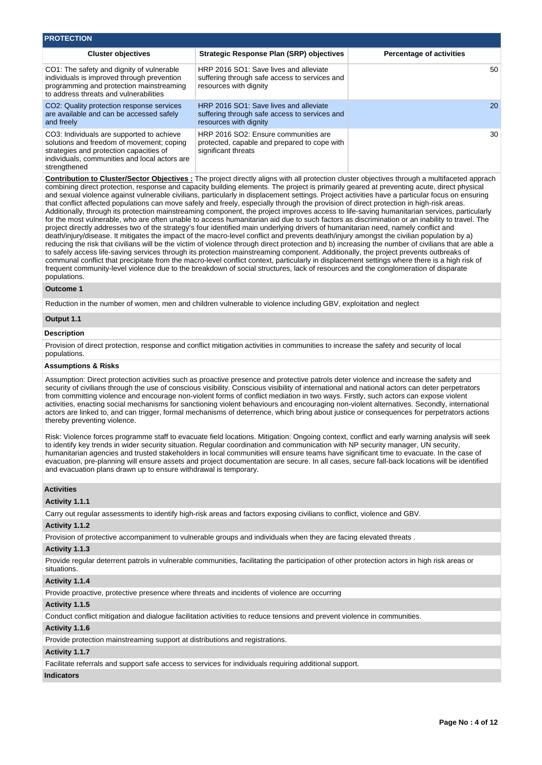## PROTECTION

| Cluster objectives | Strategic Response Plan (SRP) objectives | Percentage of activities |
|---|---|---|
| CO1: The safety and dignity of vulnerable individuals is improved through prevention programming and protection mainstreaming to address threats and vulnerabilities | HRP 2016 SO1: Save lives and alleviate suffering through safe access to services and resources with dignity | 50 |
| CO2: Quality protection response services are available and can be accessed safely and freely | HRP 2016 SO1: Save lives and alleviate suffering through safe access to services and resources with dignity | 20 |
| CO3: Individuals are supported to achieve solutions and freedom of movement; coping strategies and protection capacities of individuals, communities and local actors are strengthened | HRP 2016 SO2: Ensure communities are protected, capable and prepared to cope with significant threats | 30 |

**Contribution to Cluster/Sector Objectives :** The project directly aligns with all protection cluster objectives through a multifaceted apprach combining direct protection, response and capacity building elements. The project is primarily geared at preventing acute, direct physical and sexual violence against vulnerable civilians, particularly in displacement settings. Project activities have a particular focus on ensuring that conflict affected populations can move safely and freely, especially through the provision of direct protection in high-risk areas. Additionally, through its protection mainstreaming component, the project improves access to life-saving humanitarian services, particularly for the most vulnerable, who are often unable to access humanitarian aid due to such factors as discrimination or an inability to travel. The project directly addresses two of the strategy's four identified main underlying drivers of humanitarian need, namely conflict and death/injury/disease. It mitigates the impact of the macro-level conflict and prevents death/injury amongst the civilian population by a) reducing the risk that civilians will be the victim of violence through direct protection and b) increasing the number of civilians that are able a to safely access life-saving services through its protection mainstreaming component. Additionally, the project prevents outbreaks of communal conflict that precipitate from the macro-level conflict context, particularly in displacement settings where there is a high risk of frequent community-level violence due to the breakdown of social structures, lack of resources and the conglomeration of disparate populations.

**Outcome 1**

Reduction in the number of women, men and children vulnerable to violence including GBV, exploitation and neglect

**Output 1.1**

**Description**

Provision of direct protection, response and conflict mitigation activities in communities to increase the safety and security of local populations.

**Assumptions & Risks**

Assumption: Direct protection activities such as proactive presence and protective patrols deter violence and increase the safety and security of civilians through the use of conscious visibility. Conscious visibility of international and national actors can deter perpetrators from committing violence and encourage non-violent forms of conflict mediation in two ways. Firstly, such actors can expose violent activities, enacting social mechanisms for sanctioning violent behaviours and encouraging non-violent alternatives. Secondly, international actors are linked to, and can trigger, formal mechanisms of deterrence, which bring about justice or consequences for perpetrators actions thereby preventing violence.

Risk: Violence forces programme staff to evacuate field locations. Mitigation: Ongoing context, conflict and early warning analysis will seek to identify key trends in wider security situation. Regular coordination and communication with NP security manager, UN security, humanitarian agencies and trusted stakeholders in local communities will ensure teams have significant time to evacuate. In the case of evacuation, pre-planning will ensure assets and project documentation are secure. In all cases, secure fall-back locations will be identified and evacuation plans drawn up to ensure withdrawal is temporary.

**Activities**

**Activity 1.1.1**

Carry out regular assessments to identify high-risk areas and factors exposing civilians to conflict, violence and GBV.

**Activity 1.1.2**

Provision of protective accompaniment to vulnerable groups and individuals when they are facing elevated threats .

**Activity 1.1.3**

Provide regular deterrent patrols in vulnerable communities, facilitating the participation of other protection actors in high risk areas or situations.

**Activity 1.1.4**

Provide proactive, protective presence where threats and incidents of violence are occurring

**Activity 1.1.5**

Conduct conflict mitigation and dialogue facilitation activities to reduce tensions and prevent violence in communities.

**Activity 1.1.6**

Provide protection mainstreaming support at distributions and registrations.

**Activity 1.1.7**

Facilitate referrals and support safe access to services for individuals requiring additional support.

**Indicators**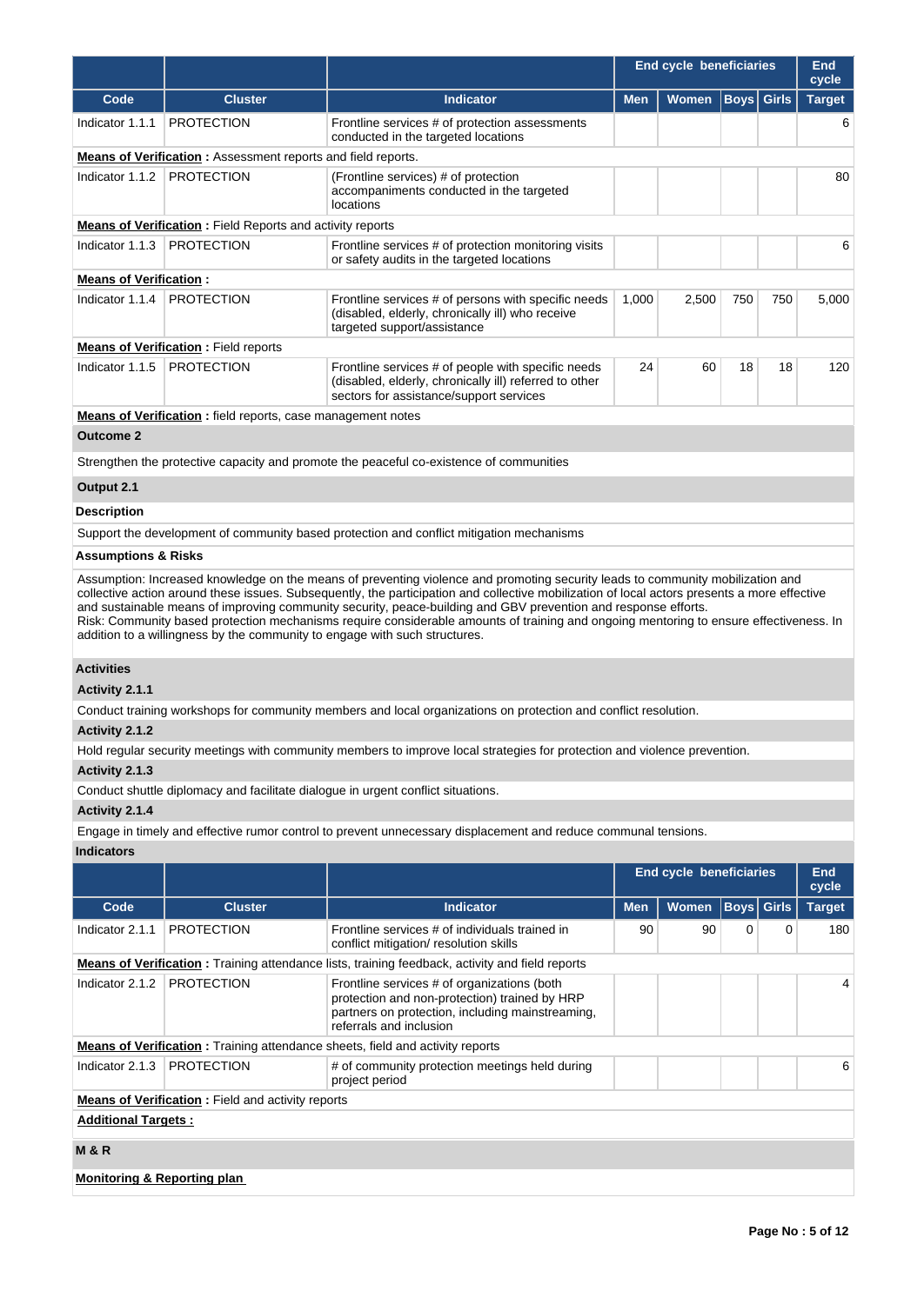| | | | End cycle beneficiaries | | | | End cycle |
|---|---|---|---|---|---|---|---|
| **Code** | **Cluster** | **Indicator** | **Men** | **Women** | **Boys** | **Girls** | **Target** |
| Indicator 1.1.1 | PROTECTION | Frontline services # of protection assessments conducted in the targeted locations | | | | | 6 |
| **Means of Verification** : Assessment reports and field reports. | | | | | | | |
| Indicator 1.1.2 | PROTECTION | (Frontline services) # of protection accompaniments conducted in the targeted locations | | | | | 80 |
| **Means of Verification** : Field Reports and activity reports | | | | | | | |
| Indicator 1.1.3 | PROTECTION | Frontline services # of protection monitoring visits or safety audits in the targeted locations | | | | | 6 |
| **Means of Verification** : | | | | | | | |
| Indicator 1.1.4 | PROTECTION | Frontline services # of persons with specific needs (disabled, elderly, chronically ill) who receive targeted support/assistance | 1,000 | 2,500 | 750 | 750 | 5,000 |
| **Means of Verification** : Field reports | | | | | | | |
| Indicator 1.1.5 | PROTECTION | Frontline services # of people with specific needs (disabled, elderly, chronically ill) referred to other sectors for assistance/support services | 24 | 60 | 18 | 18 | 120 |
| **Means of Verification** : field reports, case management notes | | | | | | | |

**Outcome 2**

Strengthen the protective capacity and promote the peaceful co-existence of communities

**Output 2.1**

**Description**

Support the development of community based protection and conflict mitigation mechanisms

**Assumptions & Risks**

Assumption: Increased knowledge on the means of preventing violence and promoting security leads to community mobilization and collective action around these issues. Subsequently, the participation and collective mobilization of local actors presents a more effective and sustainable means of improving community security, peace-building and GBV prevention and response efforts.
Risk: Community based protection mechanisms require considerable amounts of training and ongoing mentoring to ensure effectiveness. In addition to a willingness by the community to engage with such structures.

**Activities**

**Activity 2.1.1**

Conduct training workshops for community members and local organizations on protection and conflict resolution.

**Activity 2.1.2**

Hold regular security meetings with community members to improve local strategies for protection and violence prevention.

**Activity 2.1.3**

Conduct shuttle diplomacy and facilitate dialogue in urgent conflict situations.

**Activity 2.1.4**

Engage in timely and effective rumor control to prevent unnecessary displacement and reduce communal tensions.

**Indicators**

| | | | End cycle beneficiaries | | | | End cycle |
|---|---|---|---|---|---|---|---|
| **Code** | **Cluster** | **Indicator** | **Men** | **Women** | **Boys** | **Girls** | **Target** |
| Indicator 2.1.1 | PROTECTION | Frontline services # of individuals trained in conflict mitigation/ resolution skills | 90 | 90 | 0 | 0 | 180 |
| **Means of Verification** : Training attendance lists, training feedback, activity and field reports | | | | | | | |
| Indicator 2.1.2 | PROTECTION | Frontline services # of organizations (both protection and non-protection) trained by HRP partners on protection, including mainstreaming, referrals and inclusion | | | | | 4 |
| **Means of Verification** : Training attendance sheets, field and activity reports | | | | | | | |
| Indicator 2.1.3 | PROTECTION | # of community protection meetings held during project period | | | | | 6 |
| **Means of Verification** : Field and activity reports | | | | | | | |

**Additional Targets :**

**M & R**

**Monitoring & Reporting plan**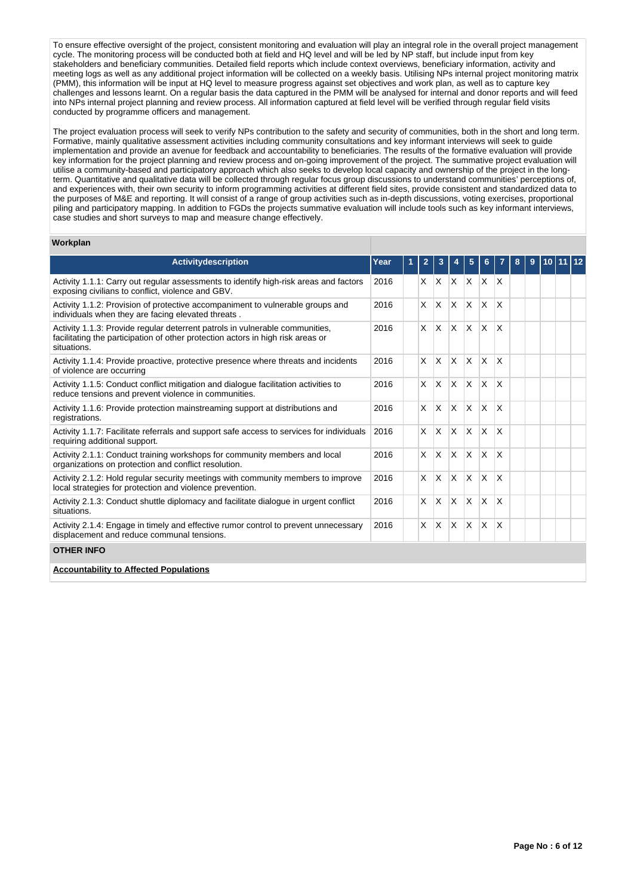To ensure effective oversight of the project, consistent monitoring and evaluation will play an integral role in the overall project management cycle. The monitoring process will be conducted both at field and HQ level and will be led by NP staff, but include input from key stakeholders and beneficiary communities. Detailed field reports which include context overviews, beneficiary information, activity and meeting logs as well as any additional project information will be collected on a weekly basis. Utilising NPs internal project monitoring matrix (PMM), this information will be input at HQ level to measure progress against set objectives and work plan, as well as to capture key challenges and lessons learnt. On a regular basis the data captured in the PMM will be analysed for internal and donor reports and will feed into NPs internal project planning and review process. All information captured at field level will be verified through regular field visits conducted by programme officers and management.

The project evaluation process will seek to verify NPs contribution to the safety and security of communities, both in the short and long term. Formative, mainly qualitative assessment activities including community consultations and key informant interviews will seek to guide implementation and provide an avenue for feedback and accountability to beneficiaries. The results of the formative evaluation will provide key information for the project planning and review process and on-going improvement of the project. The summative project evaluation will utilise a community-based and participatory approach which also seeks to develop local capacity and ownership of the project in the long-term. Quantitative and qualitative data will be collected through regular focus group discussions to understand communities' perceptions of, and experiences with, their own security to inform programming activities at different field sites, provide consistent and standardized data to the purposes of M&E and reporting. It will consist of a range of group activities such as in-depth discussions, voting exercises, proportional piling and participatory mapping. In addition to FGDs the projects summative evaluation will include tools such as key informant interviews, case studies and short surveys to map and measure change effectively.

**Workplan**

| Activitydescription | Year | 1 | 2 | 3 | 4 | 5 | 6 | 7 | 8 | 9 | 10 | 11 | 12 |
|---|---|---|---|---|---|---|---|---|---|---|---|---|---|
| Activity 1.1.1: Carry out regular assessments to identify high-risk areas and factors exposing civilians to conflict, violence and GBV. | 2016 | | X | X | X | X | X | X | | | | | |
| Activity 1.1.2: Provision of protective accompaniment to vulnerable groups and individuals when they are facing elevated threats . | 2016 | | X | X | X | X | X | X | | | | | |
| Activity 1.1.3: Provide regular deterrent patrols in vulnerable communities, facilitating the participation of other protection actors in high risk areas or situations. | 2016 | | X | X | X | X | X | X | | | | | |
| Activity 1.1.4: Provide proactive, protective presence where threats and incidents of violence are occurring | 2016 | | X | X | X | X | X | X | | | | | |
| Activity 1.1.5: Conduct conflict mitigation and dialogue facilitation activities to reduce tensions and prevent violence in communities. | 2016 | | X | X | X | X | X | X | | | | | |
| Activity 1.1.6: Provide protection mainstreaming support at distributions and registrations. | 2016 | | X | X | X | X | X | X | | | | | |
| Activity 1.1.7: Facilitate referrals and support safe access to services for individuals requiring additional support. | 2016 | | X | X | X | X | X | X | | | | | |
| Activity 2.1.1: Conduct training workshops for community members and local organizations on protection and conflict resolution. | 2016 | | X | X | X | X | X | X | | | | | |
| Activity 2.1.2: Hold regular security meetings with community members to improve local strategies for protection and violence prevention. | 2016 | | X | X | X | X | X | X | | | | | |
| Activity 2.1.3: Conduct shuttle diplomacy and facilitate dialogue in urgent conflict situations. | 2016 | | X | X | X | X | X | X | | | | | |
| Activity 2.1.4: Engage in timely and effective rumor control to prevent unnecessary displacement and reduce communal tensions. | 2016 | | X | X | X | X | X | X | | | | | |

**OTHER INFO**

**Accountability to Affected Populations**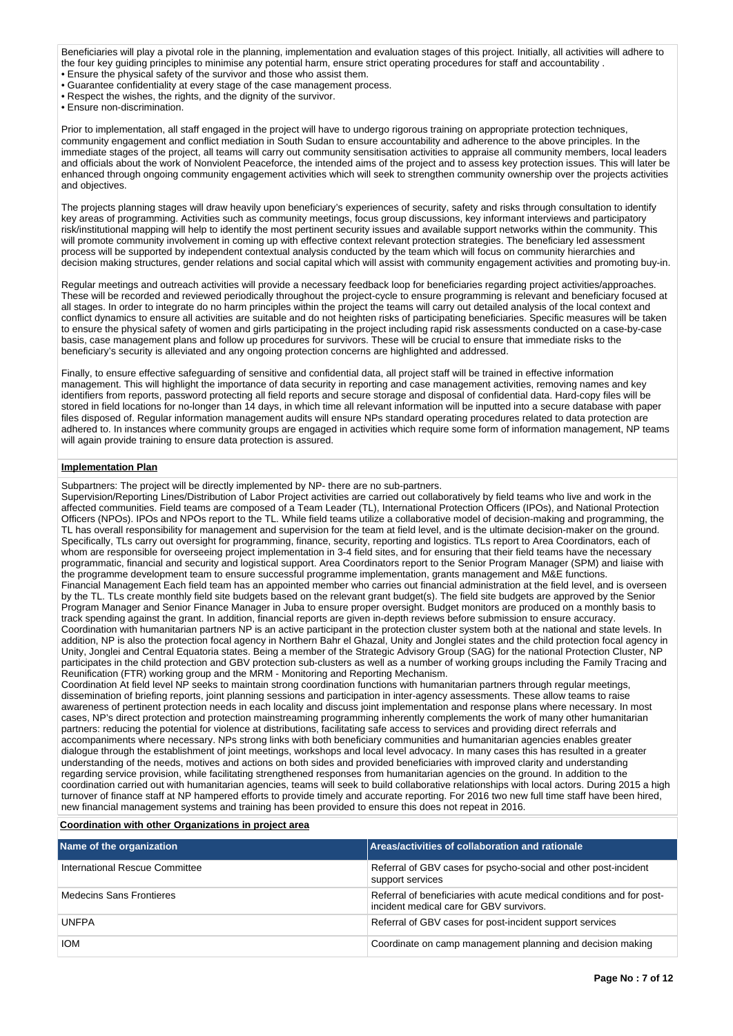Beneficiaries will play a pivotal role in the planning, implementation and evaluation stages of this project. Initially, all activities will adhere to the four key guiding principles to minimise any potential harm, ensure strict operating procedures for staff and accountability .

- Ensure the physical safety of the survivor and those who assist them.
- Guarantee confidentiality at every stage of the case management process.
- Respect the wishes, the rights, and the dignity of the survivor.
- Ensure non-discrimination.

Prior to implementation, all staff engaged in the project will have to undergo rigorous training on appropriate protection techniques, community engagement and conflict mediation in South Sudan to ensure accountability and adherence to the above principles. In the immediate stages of the project, all teams will carry out community sensitisation activities to appraise all community members, local leaders and officials about the work of Nonviolent Peaceforce, the intended aims of the project and to assess key protection issues. This will later be enhanced through ongoing community engagement activities which will seek to strengthen community ownership over the projects activities and objectives.

The projects planning stages will draw heavily upon beneficiary's experiences of security, safety and risks through consultation to identify key areas of programming. Activities such as community meetings, focus group discussions, key informant interviews and participatory risk/institutional mapping will help to identify the most pertinent security issues and available support networks within the community. This will promote community involvement in coming up with effective context relevant protection strategies. The beneficiary led assessment process will be supported by independent contextual analysis conducted by the team which will focus on community hierarchies and decision making structures, gender relations and social capital which will assist with community engagement activities and promoting buy-in.

Regular meetings and outreach activities will provide a necessary feedback loop for beneficiaries regarding project activities/approaches. These will be recorded and reviewed periodically throughout the project-cycle to ensure programming is relevant and beneficiary focused at all stages. In order to integrate do no harm principles within the project the teams will carry out detailed analysis of the local context and conflict dynamics to ensure all activities are suitable and do not heighten risks of participating beneficiaries. Specific measures will be taken to ensure the physical safety of women and girls participating in the project including rapid risk assessments conducted on a case-by-case basis, case management plans and follow up procedures for survivors. These will be crucial to ensure that immediate risks to the beneficiary's security is alleviated and any ongoing protection concerns are highlighted and addressed.

Finally, to ensure effective safeguarding of sensitive and confidential data, all project staff will be trained in effective information management. This will highlight the importance of data security in reporting and case management activities, removing names and key identifiers from reports, password protecting all field reports and secure storage and disposal of confidential data. Hard-copy files will be stored in field locations for no-longer than 14 days, in which time all relevant information will be inputted into a secure database with paper files disposed of. Regular information management audits will ensure NPs standard operating procedures related to data protection are adhered to. In instances where community groups are engaged in activities which require some form of information management, NP teams will again provide training to ensure data protection is assured.

**Implementation Plan**

Subpartners: The project will be directly implemented by NP- there are no sub-partners.
Supervision/Reporting Lines/Distribution of Labor Project activities are carried out collaboratively by field teams who live and work in the affected communities. Field teams are composed of a Team Leader (TL), International Protection Officers (IPOs), and National Protection Officers (NPOs). IPOs and NPOs report to the TL. While field teams utilize a collaborative model of decision-making and programming, the TL has overall responsibility for management and supervision for the team at field level, and is the ultimate decision-maker on the ground. Specifically, TLs carry out oversight for programming, finance, security, reporting and logistics. TLs report to Area Coordinators, each of whom are responsible for overseeing project implementation in 3-4 field sites, and for ensuring that their field teams have the necessary programmatic, financial and security and logistical support. Area Coordinators report to the Senior Program Manager (SPM) and liaise with the programme development team to ensure successful programme implementation, grants management and M&E functions.
Financial Management Each field team has an appointed member who carries out financial administration at the field level, and is overseen by the TL. TLs create monthly field site budgets based on the relevant grant budget(s). The field site budgets are approved by the Senior Program Manager and Senior Finance Manager in Juba to ensure proper oversight. Budget monitors are produced on a monthly basis to track spending against the grant. In addition, financial reports are given in-depth reviews before submission to ensure accuracy.
Coordination with humanitarian partners NP is an active participant in the protection cluster system both at the national and state levels. In addition, NP is also the protection focal agency in Northern Bahr el Ghazal, Unity and Jonglei states and the child protection focal agency in Unity, Jonglei and Central Equatoria states. Being a member of the Strategic Advisory Group (SAG) for the national Protection Cluster, NP participates in the child protection and GBV protection sub-clusters as well as a number of working groups including the Family Tracing and Reunification (FTR) working group and the MRM - Monitoring and Reporting Mechanism.
Coordination At field level NP seeks to maintain strong coordination functions with humanitarian partners through regular meetings, dissemination of briefing reports, joint planning sessions and participation in inter-agency assessments. These allow teams to raise awareness of pertinent protection needs in each locality and discuss joint implementation and response plans where necessary. In most cases, NP's direct protection and protection mainstreaming programming inherently complements the work of many other humanitarian partners: reducing the potential for violence at distributions, facilitating safe access to services and providing direct referrals and accompaniments where necessary. NPs strong links with both beneficiary communities and humanitarian agencies enables greater dialogue through the establishment of joint meetings, workshops and local level advocacy. In many cases this has resulted in a greater understanding of the needs, motives and actions on both sides and provided beneficiaries with improved clarity and understanding regarding service provision, while facilitating strengthened responses from humanitarian agencies on the ground. In addition to the coordination carried out with humanitarian agencies, teams will seek to build collaborative relationships with local actors. During 2015 a high turnover of finance staff at NP hampered efforts to provide timely and accurate reporting. For 2016 two new full time staff have been hired, new financial management systems and training has been provided to ensure this does not repeat in 2016.

**Coordination with other Organizations in project area**

| Name of the organization | Areas/activities of collaboration and rationale |
|---|---|
| International Rescue Committee | Referral of GBV cases for psycho-social and other post-incident support services |
| Medecins Sans Frontieres | Referral of beneficiaries with acute medical conditions and for post-incident medical care for GBV survivors. |
| UNFPA | Referral of GBV cases for post-incident support services |
| IOM | Coordinate on camp management planning and decision making |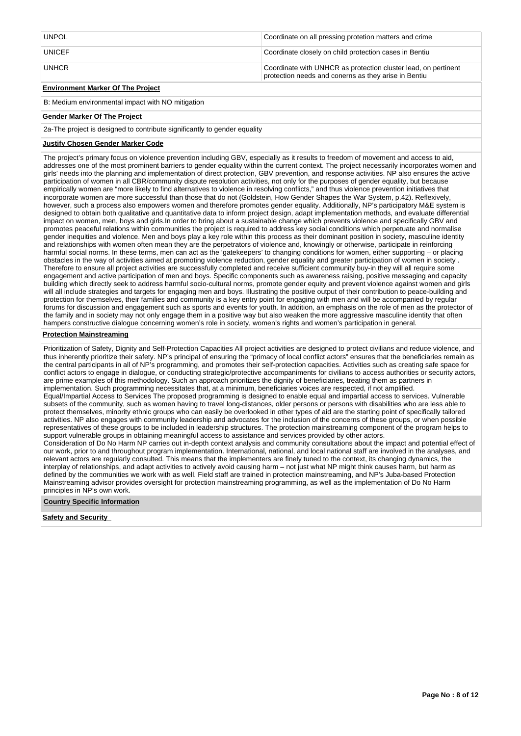| UNPOL | Coordinate on all pressing protetion matters and crime |
| --- | --- |
| UNICEF | Coordinate closely on child protection cases in Bentiu |
| UNHCR | Coordinate with UNHCR as protection cluster lead, on pertinent protection needs and conerns as they arise in Bentiu |

**Environment Marker Of The Project**

B: Medium environmental impact with NO mitigation

**Gender Marker Of The Project**

2a-The project is designed to contribute significantly to gender equality

**Justify Chosen Gender Marker Code**

The project's primary focus on violence prevention including GBV, especially as it results to freedom of movement and access to aid, addresses one of the most prominent barriers to gender equality within the current context. The project necessarily incorporates women and girls' needs into the planning and implementation of direct protection, GBV prevention, and response activities. NP also ensures the active participation of women in all CBR/community dispute resolution activities, not only for the purposes of gender equality, but because empirically women are "more likely to find alternatives to violence in resolving conflicts," and thus violence prevention initiatives that incorporate women are more successful than those that do not (Goldstein, How Gender Shapes the War System, p.42). Reflexively, however, such a process also empowers women and therefore promotes gender equality. Additionally, NP's participatory M&E system is designed to obtain both qualitative and quantitative data to inform project design, adapt implementation methods, and evaluate differential impact on women, men, boys and girls.In order to bring about a sustainable change which prevents violence and specifically GBV and promotes peaceful relations within communities the project is required to address key social conditions which perpetuate and normalise gender inequities and violence. Men and boys play a key role within this process as their dominant position in society, masculine identity and relationships with women often mean they are the perpetrators of violence and, knowingly or otherwise, participate in reinforcing harmful social norms. In these terms, men can act as the 'gatekeepers' to changing conditions for women, either supporting – or placing obstacles in the way of activities aimed at promoting violence reduction, gender equality and greater participation of women in society . Therefore to ensure all project activities are successfully completed and receive sufficient community buy-in they will all require some engagement and active participation of men and boys. Specific components such as awareness raising, positive messaging and capacity building which directly seek to address harmful socio-cultural norms, promote gender equity and prevent violence against women and girls will all include strategies and targets for engaging men and boys. Illustrating the positive output of their contribution to peace-building and protection for themselves, their families and community is a key entry point for engaging with men and will be accompanied by regular forums for discussion and engagement such as sports and events for youth. In addition, an emphasis on the role of men as the protector of the family and in society may not only engage them in a positive way but also weaken the more aggressive masculine identity that often hampers constructive dialogue concerning women's role in society, women's rights and women's participation in general.

**Protection Mainstreaming**

Prioritization of Safety, Dignity and Self-Protection Capacities All project activities are designed to protect civilians and reduce violence, and thus inherently prioritize their safety. NP's principal of ensuring the "primacy of local conflict actors" ensures that the beneficiaries remain as the central participants in all of NP's programming, and promotes their self-protection capacities. Activities such as creating safe space for conflict actors to engage in dialogue, or conducting strategic/protective accompaniments for civilians to access authorities or security actors, are prime examples of this methodology. Such an approach prioritizes the dignity of beneficiaries, treating them as partners in implementation. Such programming necessitates that, at a minimum, beneficiaries voices are respected, if not amplified.
Equal/Impartial Access to Services The proposed programming is designed to enable equal and impartial access to services. Vulnerable subsets of the community, such as women having to travel long-distances, older persons or persons with disabilities who are less able to protect themselves, minority ethnic groups who can easily be overlooked in other types of aid are the starting point of specifically tailored activities. NP also engages with community leadership and advocates for the inclusion of the concerns of these groups, or when possible representatives of these groups to be included in leadership structures. The protection mainstreaming component of the program helps to support vulnerable groups in obtaining meaningful access to assistance and services provided by other actors.
Consideration of Do No Harm NP carries out in-depth context analysis and community consultations about the impact and potential effect of our work, prior to and throughout program implementation. International, national, and local national staff are involved in the analyses, and relevant actors are regularly consulted. This means that the implementers are finely tuned to the context, its changing dynamics, the interplay of relationships, and adapt activities to actively avoid causing harm – not just what NP might think causes harm, but harm as defined by the communities we work with as well. Field staff are trained in protection mainstreaming, and NP's Juba-based Protection Mainstreaming advisor provides oversight for protection mainstreaming programming, as well as the implementation of Do No Harm principles in NP's own work.

**Country Specific Information**

**Safety and Security**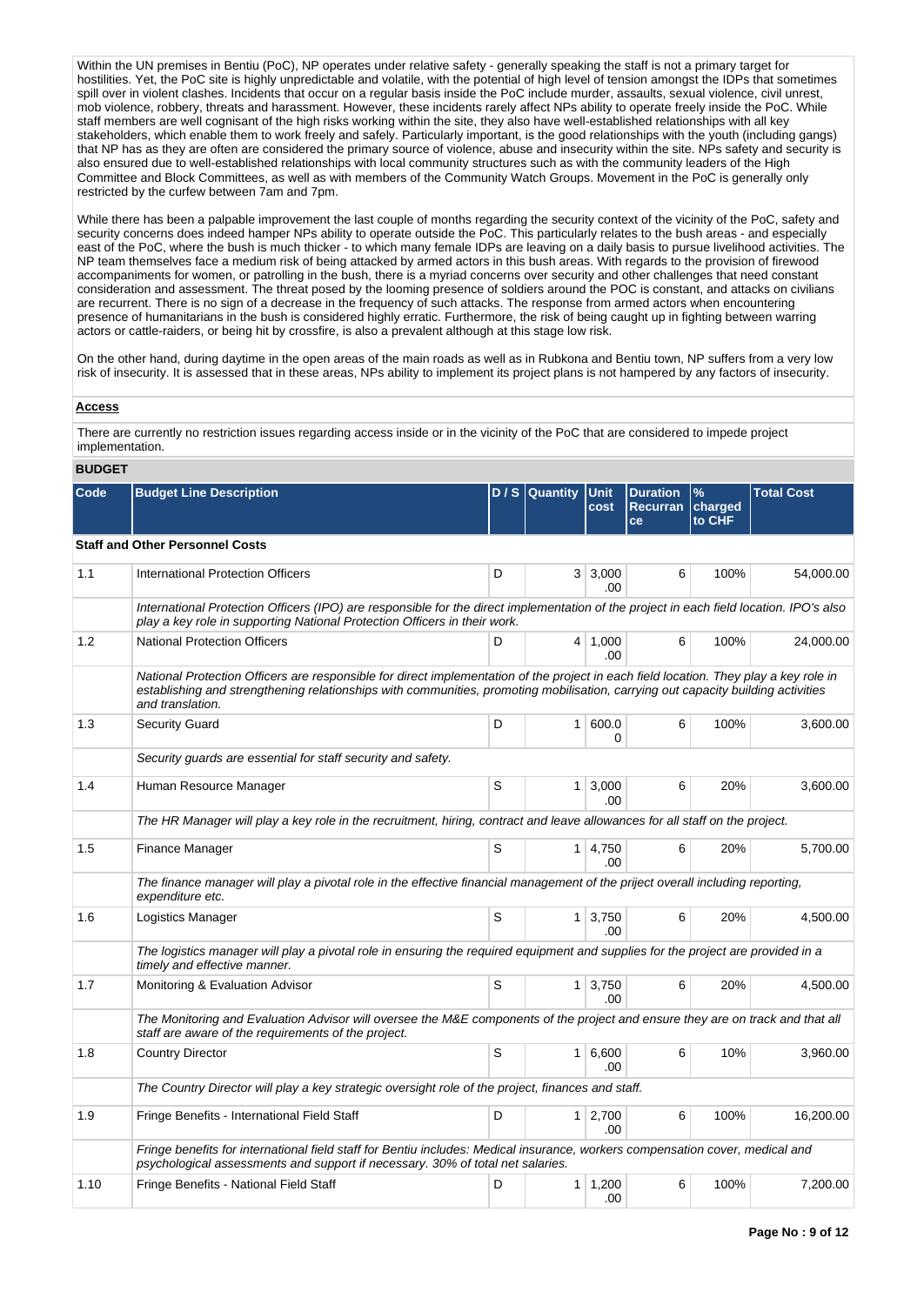Within the UN premises in Bentiu (PoC), NP operates under relative safety - generally speaking the staff is not a primary target for hostilities. Yet, the PoC site is highly unpredictable and volatile, with the potential of high level of tension amongst the IDPs that sometimes spill over in violent clashes. Incidents that occur on a regular basis inside the PoC include murder, assaults, sexual violence, civil unrest, mob violence, robbery, threats and harassment. However, these incidents rarely affect NPs ability to operate freely inside the PoC. While staff members are well cognisant of the high risks working within the site, they also have well-established relationships with all key stakeholders, which enable them to work freely and safely. Particularly important, is the good relationships with the youth (including gangs) that NP has as they are often are considered the primary source of violence, abuse and insecurity within the site. NPs safety and security is also ensured due to well-established relationships with local community structures such as with the community leaders of the High Committee and Block Committees, as well as with members of the Community Watch Groups. Movement in the PoC is generally only restricted by the curfew between 7am and 7pm.

While there has been a palpable improvement the last couple of months regarding the security context of the vicinity of the PoC, safety and security concerns does indeed hamper NPs ability to operate outside the PoC. This particularly relates to the bush areas - and especially east of the PoC, where the bush is much thicker - to which many female IDPs are leaving on a daily basis to pursue livelihood activities. The NP team themselves face a medium risk of being attacked by armed actors in this bush areas. With regards to the provision of firewood accompaniments for women, or patrolling in the bush, there is a myriad concerns over security and other challenges that need constant consideration and assessment. The threat posed by the looming presence of soldiers around the POC is constant, and attacks on civilians are recurrent. There is no sign of a decrease in the frequency of such attacks. The response from armed actors when encountering presence of humanitarians in the bush is considered highly erratic. Furthermore, the risk of being caught up in fighting between warring actors or cattle-raiders, or being hit by crossfire, is also a prevalent although at this stage low risk.

On the other hand, during daytime in the open areas of the main roads as well as in Rubkona and Bentiu town, NP suffers from a very low risk of insecurity. It is assessed that in these areas, NPs ability to implement its project plans is not hampered by any factors of insecurity.

**Access**

There are currently no restriction issues regarding access inside or in the vicinity of the PoC that are considered to impede project implementation.

## BUDGET

| Code | Budget Line Description | D / S | Quantity | Unit cost | Duration Recurrance | % charged to CHF | Total Cost |
|---|---|---|---|---|---|---|---|
| **Staff and Other Personnel Costs** | | | | | | | |
| 1.1 | International Protection Officers | D | 3 | 3,000.00 | 6 | 100% | 54,000.00 |
| | *International Protection Officers (IPO) are responsible for the direct implementation of the project in each field location. IPO's also play a key role in supporting National Protection Officers in their work.* | | | | | | |
| 1.2 | National Protection Officers | D | 4 | 1,000.00 | 6 | 100% | 24,000.00 |
| | *National Protection Officers are responsible for direct implementation of the project in each field location. They play a key role in establishing and strengthening relationships with communities, promoting mobilisation, carrying out capacity building activities and translation.* | | | | | | |
| 1.3 | Security Guard | D | 1 | 600.00 | 6 | 100% | 3,600.00 |
| | *Security guards are essential for staff security and safety.* | | | | | | |
| 1.4 | Human Resource Manager | S | 1 | 3,000.00 | 6 | 20% | 3,600.00 |
| | *The HR Manager will play a key role in the recruitment, hiring, contract and leave allowances for all staff on the project.* | | | | | | |
| 1.5 | Finance Manager | S | 1 | 4,750.00 | 6 | 20% | 5,700.00 |
| | *The finance manager will play a pivotal role in the effective financial management of the priject overall including reporting, expenditure etc.* | | | | | | |
| 1.6 | Logistics Manager | S | 1 | 3,750.00 | 6 | 20% | 4,500.00 |
| | *The logistics manager will play a pivotal role in ensuring the required equipment and supplies for the project are provided in a timely and effective manner.* | | | | | | |
| 1.7 | Monitoring & Evaluation Advisor | S | 1 | 3,750.00 | 6 | 20% | 4,500.00 |
| | *The Monitoring and Evaluation Advisor will oversee the M&E components of the project and ensure they are on track and that all staff are aware of the requirements of the project.* | | | | | | |
| 1.8 | Country Director | S | 1 | 6,600.00 | 6 | 10% | 3,960.00 |
| | *The Country Director will play a key strategic oversight role of the project, finances and staff.* | | | | | | |
| 1.9 | Fringe Benefits - International Field Staff | D | 1 | 2,700.00 | 6 | 100% | 16,200.00 |
| | *Fringe benefits for international field staff for Bentiu includes: Medical insurance, workers compensation cover, medical and psychological assessments and support if necessary. 30% of total net salaries.* | | | | | | |
| 1.10 | Fringe Benefits - National Field Staff | D | 1 | 1,200.00 | 6 | 100% | 7,200.00 |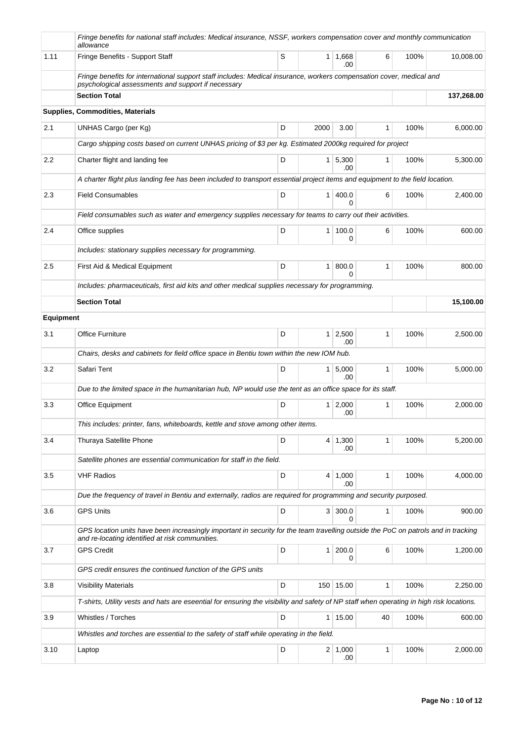| | | | | | | | |
|---|---|---|---|---|---|---|---|
| | *Fringe benefits for national staff includes: Medical insurance, NSSF, workers compensation cover and monthly communication allowance* | | | | | | |
| 1.11 | Fringe Benefits - Support Staff | S | 1 | 1,668.00 | 6 | 100% | 10,008.00 |
| | *Fringe benefits for international support staff includes: Medical insurance, workers compensation cover, medical and psychological assessments and support if necessary* | | | | | | |
| | **Section Total** | | | | | | **137,268.00** |
| **Supplies, Commodities, Materials** | | | | | | | |
| 2.1 | UNHAS Cargo (per Kg) | D | 2000 | 3.00 | 1 | 100% | 6,000.00 |
| | *Cargo shipping costs based on current UNHAS pricing of $3 per kg. Estimated 2000kg required for project* | | | | | | |
| 2.2 | Charter flight and landing fee | D | 1 | 5,300.00 | 1 | 100% | 5,300.00 |
| | *A charter flight plus landing fee has been included to transport essential project items and equipment to the field location.* | | | | | | |
| 2.3 | Field Consumables | D | 1 | 400.00 | 6 | 100% | 2,400.00 |
| | *Field consumables such as water and emergency supplies necessary for teams to carry out their activities.* | | | | | | |
| 2.4 | Office supplies | D | 1 | 100.00 | 6 | 100% | 600.00 |
| | *Includes: stationary supplies necessary for programming.* | | | | | | |
| 2.5 | First Aid & Medical Equipment | D | 1 | 800.00 | 1 | 100% | 800.00 |
| | *Includes: pharmaceuticals, first aid kits and other medical supplies necessary for programming.* | | | | | | |
| | **Section Total** | | | | | | **15,100.00** |
| **Equipment** | | | | | | | |
| 3.1 | Office Furniture | D | 1 | 2,500.00 | 1 | 100% | 2,500.00 |
| | *Chairs, desks and cabinets for field office space in Bentiu town within the new IOM hub.* | | | | | | |
| 3.2 | Safari Tent | D | 1 | 5,000.00 | 1 | 100% | 5,000.00 |
| | *Due to the limited space in the humanitarian hub, NP would use the tent as an office space for its staff.* | | | | | | |
| 3.3 | Office Equipment | D | 1 | 2,000.00 | 1 | 100% | 2,000.00 |
| | *This includes: printer, fans, whiteboards, kettle and stove among other items.* | | | | | | |
| 3.4 | Thuraya Satellite Phone | D | 4 | 1,300.00 | 1 | 100% | 5,200.00 |
| | *Satellite phones are essential communication for staff in the field.* | | | | | | |
| 3.5 | VHF Radios | D | 4 | 1,000.00 | 1 | 100% | 4,000.00 |
| | *Due the frequency of travel in Bentiu and externally, radios are required for programming and security purposed.* | | | | | | |
| 3.6 | GPS Units | D | 3 | 300.00 | 1 | 100% | 900.00 |
| | *GPS location units have been increasingly important in security for the team travelling outside the PoC on patrols and in tracking and re-locating identified at risk communities.* | | | | | | |
| 3.7 | GPS Credit | D | 1 | 200.00 | 6 | 100% | 1,200.00 |
| | *GPS credit ensures the continued function of the GPS units* | | | | | | |
| 3.8 | Visibility Materials | D | 150 | 15.00 | 1 | 100% | 2,250.00 |
| | *T-shirts, Utility vests and hats are eseential for ensuring the visibility and safety of NP staff when operating in high risk locations.* | | | | | | |
| 3.9 | Whistles / Torches | D | 1 | 15.00 | 40 | 100% | 600.00 |
| | *Whistles and torches are essential to the safety of staff while operating in the field.* | | | | | | |
| 3.10 | Laptop | D | 2 | 1,000.00 | 1 | 100% | 2,000.00 |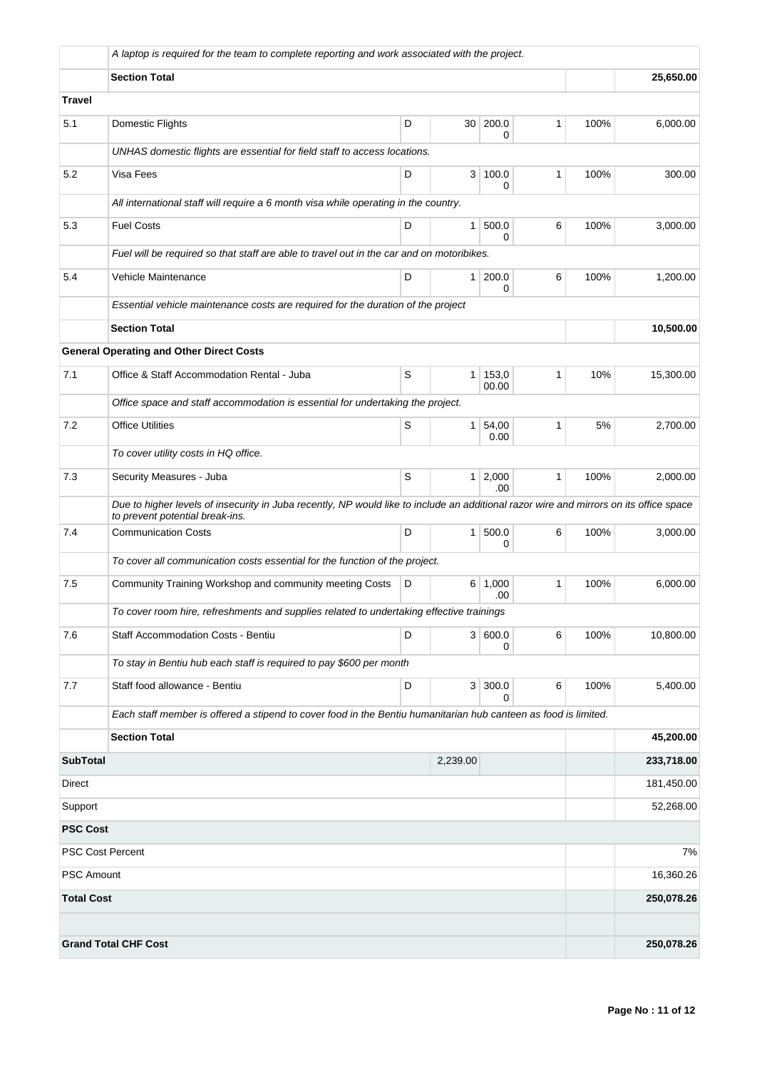| | | | | | | | |
|---|---|---|---|---|---|---|---|
| | *A laptop is required for the team to complete reporting and work associated with the project.* | | | | | | |
| | **Section Total** | | | | | | **25,650.00** |
| **Travel** | | | | | | | |
| 5.1 | Domestic Flights | D | 30 | 200.00 | 1 | 100% | 6,000.00 |
| | *UNHAS domestic flights are essential for field staff to access locations.* | | | | | | |
| 5.2 | Visa Fees | D | 3 | 100.00 | 1 | 100% | 300.00 |
| | *All international staff will require a 6 month visa while operating in the country.* | | | | | | |
| 5.3 | Fuel Costs | D | 1 | 500.00 | 6 | 100% | 3,000.00 |
| | *Fuel will be required so that staff are able to travel out in the car and on motoribikes.* | | | | | | |
| 5.4 | Vehicle Maintenance | D | 1 | 200.00 | 6 | 100% | 1,200.00 |
| | *Essential vehicle maintenance costs are required for the duration of the project* | | | | | | |
| | **Section Total** | | | | | | **10,500.00** |
| | **General Operating and Other Direct Costs** | | | | | | |
| 7.1 | Office & Staff Accommodation Rental - Juba | S | 1 | 153,000.00 | 1 | 10% | 15,300.00 |
| | *Office space and staff accommodation is essential for undertaking the project.* | | | | | | |
| 7.2 | Office Utilities | S | 1 | 54,000.00 | 1 | 5% | 2,700.00 |
| | *To cover utility costs in HQ office.* | | | | | | |
| 7.3 | Security Measures - Juba | S | 1 | 2,000.00 | 1 | 100% | 2,000.00 |
| | *Due to higher levels of insecurity in Juba recently, NP would like to include an additional razor wire and mirrors on its office space to prevent potential break-ins.* | | | | | | |
| 7.4 | Communication Costs | D | 1 | 500.00 | 6 | 100% | 3,000.00 |
| | *To cover all communication costs essential for the function of the project.* | | | | | | |
| 7.5 | Community Training Workshop and community meeting Costs | D | 6 | 1,000.00 | 1 | 100% | 6,000.00 |
| | *To cover room hire, refreshments and supplies related to undertaking effective trainings* | | | | | | |
| 7.6 | Staff Accommodation Costs - Bentiu | D | 3 | 600.00 | 6 | 100% | 10,800.00 |
| | *To stay in Bentiu hub each staff is required to pay $600 per month* | | | | | | |
| 7.7 | Staff food allowance - Bentiu | D | 3 | 300.00 | 6 | 100% | 5,400.00 |
| | *Each staff member is offered a stipend to cover food in the Bentiu humanitarian hub canteen as food is limited.* | | | | | | |
| | **Section Total** | | | | | | **45,200.00** |
| **SubTotal** | | | 2,239.00 | | | | **233,718.00** |
| Direct | | | | | | | 181,450.00 |
| Support | | | | | | | 52,268.00 |
| **PSC Cost** | | | | | | | |
| PSC Cost Percent | | | | | | | 7% |
| PSC Amount | | | | | | | 16,360.26 |
| **Total Cost** | | | | | | | **250,078.26** |
| | | | | | | | |
| **Grand Total CHF Cost** | | | | | | | **250,078.26** |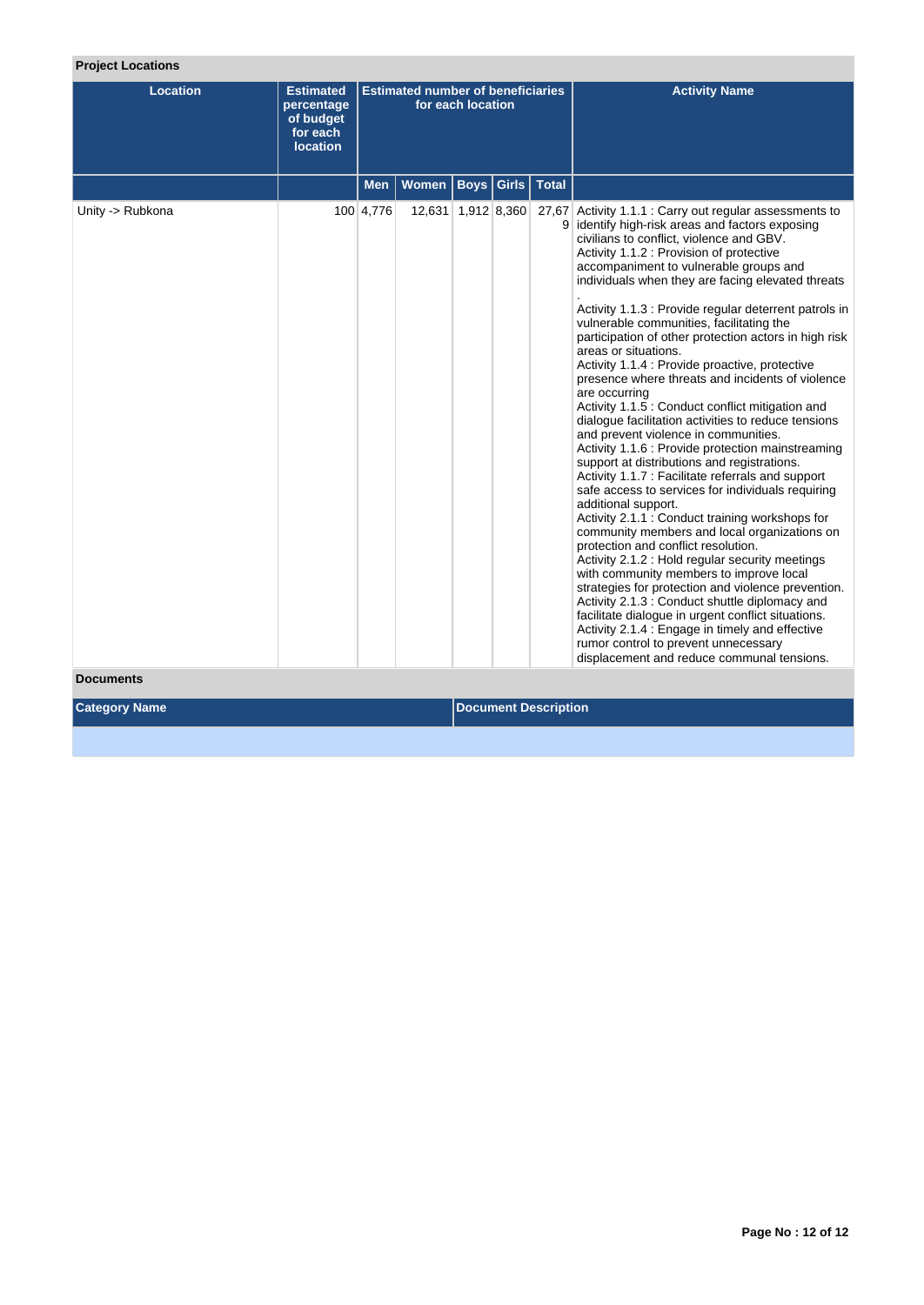## Project Locations

| Location | Estimated percentage of budget for each location | Estimated number of beneficiaries for each location | | | | | Activity Name |
|---|---|---|---|---|---|---|---|
| | | Men | Women | Boys | Girls | Total | |
| Unity -> Rubkona | 100 | 4,776 | 12,631 | 1,912 | 8,360 | 27,679 | Activity 1.1.1 : Carry out regular assessments to identify high-risk areas and factors exposing civilians to conflict, violence and GBV.<br>Activity 1.1.2 : Provision of protective accompaniment to vulnerable groups and individuals when they are facing elevated threats<br>.<br>Activity 1.1.3 : Provide regular deterrent patrols in vulnerable communities, facilitating the participation of other protection actors in high risk areas or situations.<br>Activity 1.1.4 : Provide proactive, protective presence where threats and incidents of violence are occurring<br>Activity 1.1.5 : Conduct conflict mitigation and dialogue facilitation activities to reduce tensions and prevent violence in communities.<br>Activity 1.1.6 : Provide protection mainstreaming support at distributions and registrations.<br>Activity 1.1.7 : Facilitate referrals and support safe access to services for individuals requiring additional support.<br>Activity 2.1.1 : Conduct training workshops for community members and local organizations on protection and conflict resolution.<br>Activity 2.1.2 : Hold regular security meetings with community members to improve local strategies for protection and violence prevention.<br>Activity 2.1.3 : Conduct shuttle diplomacy and facilitate dialogue in urgent conflict situations.<br>Activity 2.1.4 : Engage in timely and effective rumor control to prevent unnecessary displacement and reduce communal tensions. |

## Documents

| Category Name | Document Description |
|---|---|
| | |